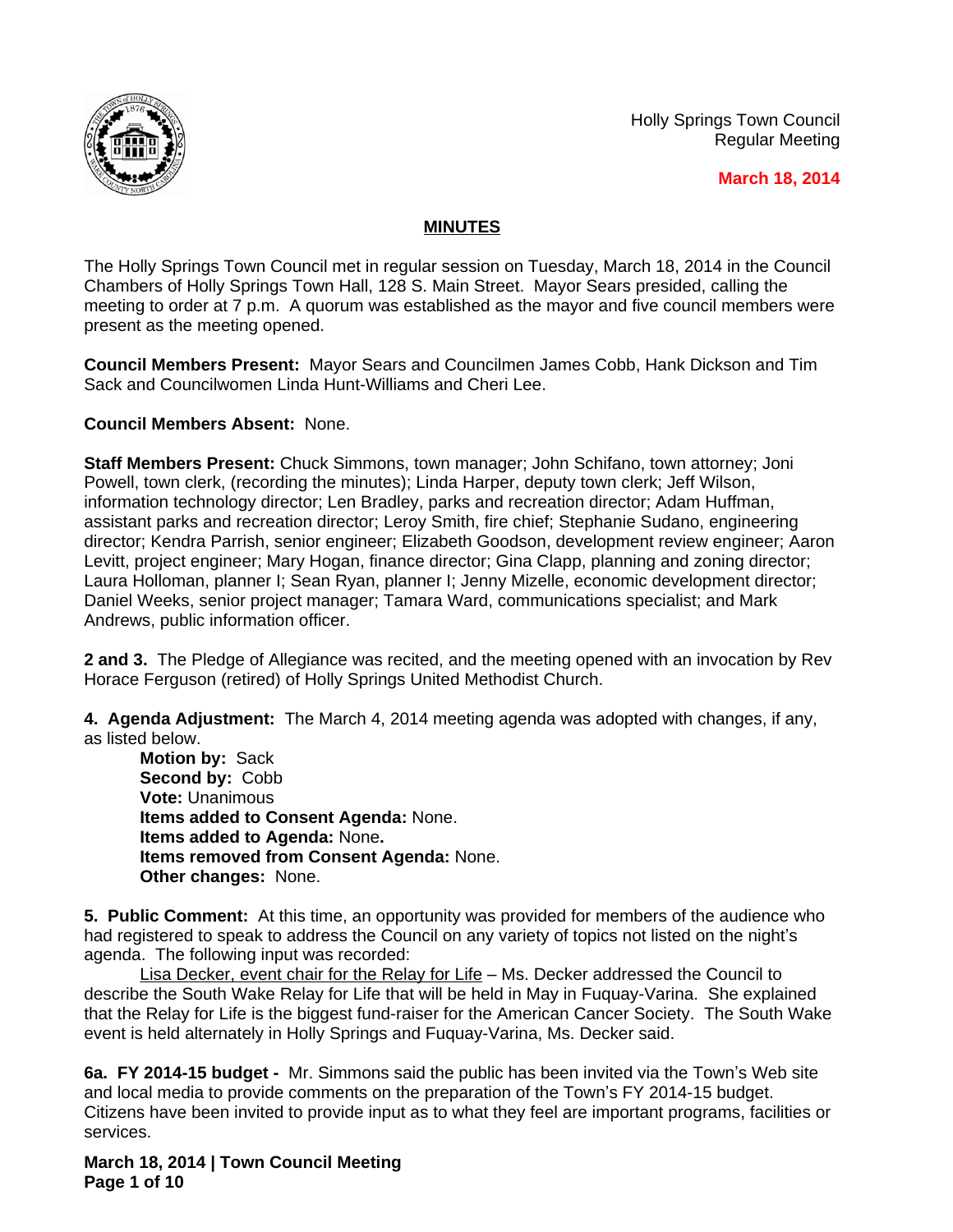Holly Springs Town Council
Regular Meeting

**March 18, 2014**

## MINUTES

The Holly Springs Town Council met in regular session on Tuesday, March 18, 2014 in the Council Chambers of Holly Springs Town Hall, 128 S. Main Street. Mayor Sears presided, calling the meeting to order at 7 p.m. A quorum was established as the mayor and five council members were present as the meeting opened.

**Council Members Present:** Mayor Sears and Councilmen James Cobb, Hank Dickson and Tim Sack and Councilwomen Linda Hunt-Williams and Cheri Lee.

**Council Members Absent:** None.

**Staff Members Present:** Chuck Simmons, town manager; John Schifano, town attorney; Joni Powell, town clerk, (recording the minutes); Linda Harper, deputy town clerk; Jeff Wilson, information technology director; Len Bradley, parks and recreation director; Adam Huffman, assistant parks and recreation director; Leroy Smith, fire chief; Stephanie Sudano, engineering director; Kendra Parrish, senior engineer; Elizabeth Goodson, development review engineer; Aaron Levitt, project engineer; Mary Hogan, finance director; Gina Clapp, planning and zoning director; Laura Holloman, planner I; Sean Ryan, planner I; Jenny Mizelle, economic development director; Daniel Weeks, senior project manager; Tamara Ward, communications specialist; and Mark Andrews, public information officer.

**2 and 3.** The Pledge of Allegiance was recited, and the meeting opened with an invocation by Rev Horace Ferguson (retired) of Holly Springs United Methodist Church.

**4. Agenda Adjustment:** The March 4, 2014 meeting agenda was adopted with changes, if any, as listed below.

**Motion by:** Sack
**Second by:** Cobb
**Vote:** Unanimous
**Items added to Consent Agenda:** None.
**Items added to Agenda:** None**.**
**Items removed from Consent Agenda:** None.
**Other changes:** None.

**5. Public Comment:** At this time, an opportunity was provided for members of the audience who had registered to speak to address the Council on any variety of topics not listed on the night's agenda. The following input was recorded:

Lisa Decker, event chair for the Relay for Life – Ms. Decker addressed the Council to describe the South Wake Relay for Life that will be held in May in Fuquay-Varina. She explained that the Relay for Life is the biggest fund-raiser for the American Cancer Society. The South Wake event is held alternately in Holly Springs and Fuquay-Varina, Ms. Decker said.

**6a. FY 2014-15 budget -** Mr. Simmons said the public has been invited via the Town's Web site and local media to provide comments on the preparation of the Town's FY 2014-15 budget. Citizens have been invited to provide input as to what they feel are important programs, facilities or services.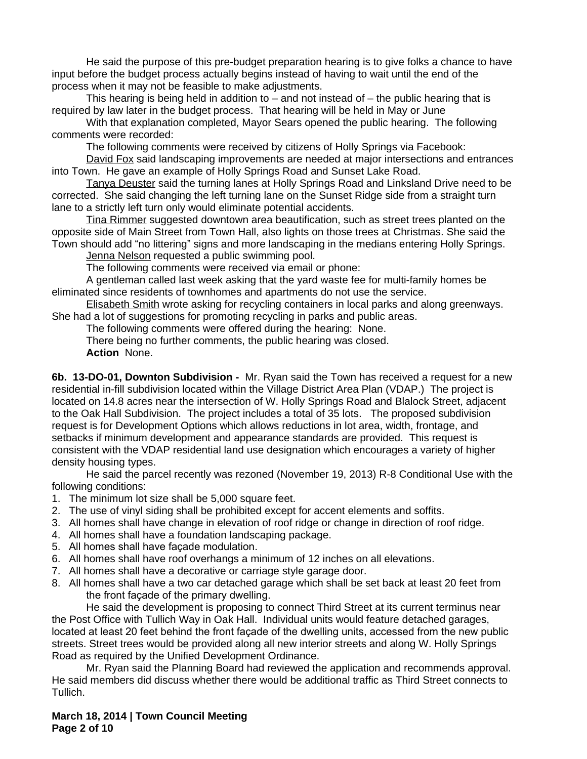He said the purpose of this pre-budget preparation hearing is to give folks a chance to have input before the budget process actually begins instead of having to wait until the end of the process when it may not be feasible to make adjustments.

This hearing is being held in addition to – and not instead of – the public hearing that is required by law later in the budget process. That hearing will be held in May or June

With that explanation completed, Mayor Sears opened the public hearing. The following comments were recorded:

The following comments were received by citizens of Holly Springs via Facebook:

David Fox said landscaping improvements are needed at major intersections and entrances into Town. He gave an example of Holly Springs Road and Sunset Lake Road.

Tanya Deuster said the turning lanes at Holly Springs Road and Linksland Drive need to be corrected. She said changing the left turning lane on the Sunset Ridge side from a straight turn lane to a strictly left turn only would eliminate potential accidents.

Tina Rimmer suggested downtown area beautification, such as street trees planted on the opposite side of Main Street from Town Hall, also lights on those trees at Christmas. She said the Town should add "no littering" signs and more landscaping in the medians entering Holly Springs.

Jenna Nelson requested a public swimming pool.

The following comments were received via email or phone:

A gentleman called last week asking that the yard waste fee for multi-family homes be eliminated since residents of townhomes and apartments do not use the service.

Elisabeth Smith wrote asking for recycling containers in local parks and along greenways. She had a lot of suggestions for promoting recycling in parks and public areas.

The following comments were offered during the hearing: None.

There being no further comments, the public hearing was closed.

**Action** None.

**6b. 13-DO-01, Downton Subdivision -** Mr. Ryan said the Town has received a request for a new residential in-fill subdivision located within the Village District Area Plan (VDAP.) The project is located on 14.8 acres near the intersection of W. Holly Springs Road and Blalock Street, adjacent to the Oak Hall Subdivision. The project includes a total of 35 lots. The proposed subdivision request is for Development Options which allows reductions in lot area, width, frontage, and setbacks if minimum development and appearance standards are provided. This request is consistent with the VDAP residential land use designation which encourages a variety of higher density housing types.

He said the parcel recently was rezoned (November 19, 2013) R-8 Conditional Use with the following conditions:

1. The minimum lot size shall be 5,000 square feet.
2. The use of vinyl siding shall be prohibited except for accent elements and soffits.
3. All homes shall have change in elevation of roof ridge or change in direction of roof ridge.
4. All homes shall have a foundation landscaping package.
5. All homes shall have façade modulation.
6. All homes shall have roof overhangs a minimum of 12 inches on all elevations.
7. All homes shall have a decorative or carriage style garage door.
8. All homes shall have a two car detached garage which shall be set back at least 20 feet from the front façade of the primary dwelling.

He said the development is proposing to connect Third Street at its current terminus near the Post Office with Tullich Way in Oak Hall. Individual units would feature detached garages, located at least 20 feet behind the front façade of the dwelling units, accessed from the new public streets. Street trees would be provided along all new interior streets and along W. Holly Springs Road as required by the Unified Development Ordinance.

Mr. Ryan said the Planning Board had reviewed the application and recommends approval. He said members did discuss whether there would be additional traffic as Third Street connects to Tullich.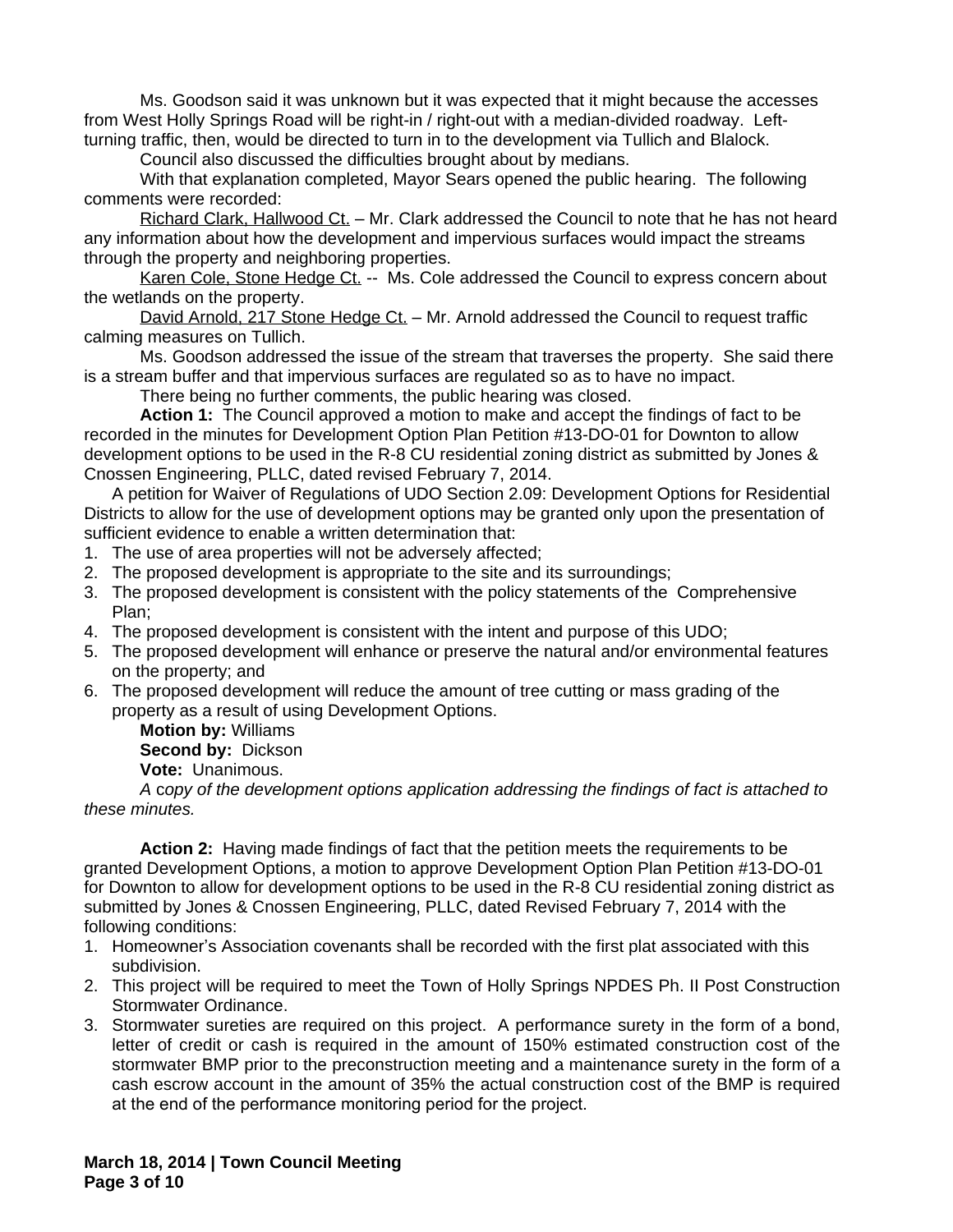Ms. Goodson said it was unknown but it was expected that it might because the accesses from West Holly Springs Road will be right-in / right-out with a median-divided roadway. Left-turning traffic, then, would be directed to turn in to the development via Tullich and Blalock.

Council also discussed the difficulties brought about by medians.

With that explanation completed, Mayor Sears opened the public hearing. The following comments were recorded:

Richard Clark, Hallwood Ct. – Mr. Clark addressed the Council to note that he has not heard any information about how the development and impervious surfaces would impact the streams through the property and neighboring properties.

Karen Cole, Stone Hedge Ct. -- Ms. Cole addressed the Council to express concern about the wetlands on the property.

David Arnold, 217 Stone Hedge Ct. – Mr. Arnold addressed the Council to request traffic calming measures on Tullich.

Ms. Goodson addressed the issue of the stream that traverses the property. She said there is a stream buffer and that impervious surfaces are regulated so as to have no impact.

There being no further comments, the public hearing was closed.

**Action 1:** The Council approved a motion to make and accept the findings of fact to be recorded in the minutes for Development Option Plan Petition #13-DO-01 for Downton to allow development options to be used in the R-8 CU residential zoning district as submitted by Jones & Cnossen Engineering, PLLC, dated revised February 7, 2014.

A petition for Waiver of Regulations of UDO Section 2.09: Development Options for Residential Districts to allow for the use of development options may be granted only upon the presentation of sufficient evidence to enable a written determination that:

1. The use of area properties will not be adversely affected;
2. The proposed development is appropriate to the site and its surroundings;
3. The proposed development is consistent with the policy statements of the Comprehensive Plan;
4. The proposed development is consistent with the intent and purpose of this UDO;
5. The proposed development will enhance or preserve the natural and/or environmental features on the property; and
6. The proposed development will reduce the amount of tree cutting or mass grading of the property as a result of using Development Options.

**Motion by:** Williams
**Second by:** Dickson
**Vote:** Unanimous.

*A copy of the development options application addressing the findings of fact is attached to these minutes.*

**Action 2:** Having made findings of fact that the petition meets the requirements to be granted Development Options, a motion to approve Development Option Plan Petition #13-DO-01 for Downton to allow for development options to be used in the R-8 CU residential zoning district as submitted by Jones & Cnossen Engineering, PLLC, dated Revised February 7, 2014 with the following conditions:

1. Homeowner's Association covenants shall be recorded with the first plat associated with this subdivision.
2. This project will be required to meet the Town of Holly Springs NPDES Ph. II Post Construction Stormwater Ordinance.
3. Stormwater sureties are required on this project. A performance surety in the form of a bond, letter of credit or cash is required in the amount of 150% estimated construction cost of the stormwater BMP prior to the preconstruction meeting and a maintenance surety in the form of a cash escrow account in the amount of 35% the actual construction cost of the BMP is required at the end of the performance monitoring period for the project.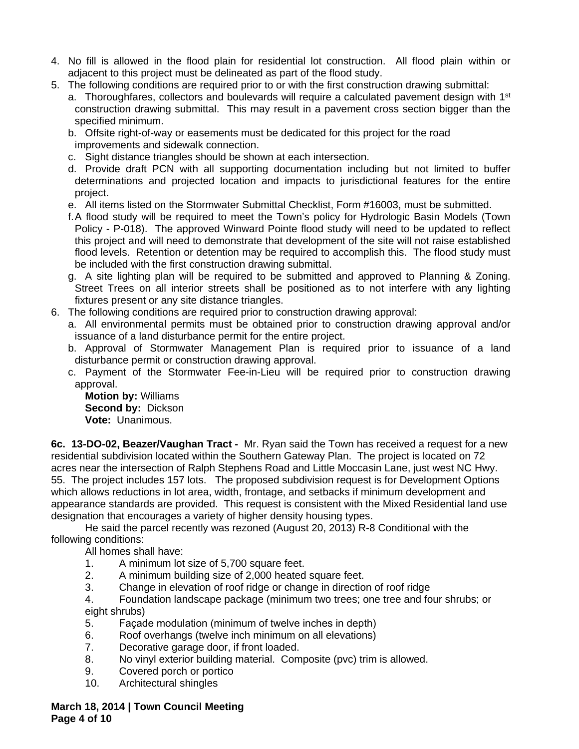4. No fill is allowed in the flood plain for residential lot construction. All flood plain within or adjacent to this project must be delineated as part of the flood study.
5. The following conditions are required prior to or with the first construction drawing submittal:
   a. Thoroughfares, collectors and boulevards will require a calculated pavement design with 1st construction drawing submittal. This may result in a pavement cross section bigger than the specified minimum.
   b. Offsite right-of-way or easements must be dedicated for this project for the road improvements and sidewalk connection.
   c. Sight distance triangles should be shown at each intersection.
   d. Provide draft PCN with all supporting documentation including but not limited to buffer determinations and projected location and impacts to jurisdictional features for the entire project.
   e. All items listed on the Stormwater Submittal Checklist, Form #16003, must be submitted.
   f. A flood study will be required to meet the Town's policy for Hydrologic Basin Models (Town Policy - P-018). The approved Winward Pointe flood study will need to be updated to reflect this project and will need to demonstrate that development of the site will not raise established flood levels. Retention or detention may be required to accomplish this. The flood study must be included with the first construction drawing submittal.
   g. A site lighting plan will be required to be submitted and approved to Planning & Zoning. Street Trees on all interior streets shall be positioned as to not interfere with any lighting fixtures present or any site distance triangles.
6. The following conditions are required prior to construction drawing approval:
   a. All environmental permits must be obtained prior to construction drawing approval and/or issuance of a land disturbance permit for the entire project.
   b. Approval of Stormwater Management Plan is required prior to issuance of a land disturbance permit or construction drawing approval.
   c. Payment of the Stormwater Fee-in-Lieu will be required prior to construction drawing approval.

**Motion by:** Williams
**Second by:** Dickson
**Vote:** Unanimous.

**6c. 13-DO-02, Beazer/Vaughan Tract -** Mr. Ryan said the Town has received a request for a new residential subdivision located within the Southern Gateway Plan. The project is located on 72 acres near the intersection of Ralph Stephens Road and Little Moccasin Lane, just west NC Hwy. 55. The project includes 157 lots. The proposed subdivision request is for Development Options which allows reductions in lot area, width, frontage, and setbacks if minimum development and appearance standards are provided. This request is consistent with the Mixed Residential land use designation that encourages a variety of higher density housing types.

He said the parcel recently was rezoned (August 20, 2013) R-8 Conditional with the following conditions:

<u>All homes shall have:</u>

1. A minimum lot size of 5,700 square feet.
2. A minimum building size of 2,000 heated square feet.
3. Change in elevation of roof ridge or change in direction of roof ridge
4. Foundation landscape package (minimum two trees; one tree and four shrubs; or eight shrubs)
5. Façade modulation (minimum of twelve inches in depth)
6. Roof overhangs (twelve inch minimum on all elevations)
7. Decorative garage door, if front loaded.
8. No vinyl exterior building material. Composite (pvc) trim is allowed.
9. Covered porch or portico
10. Architectural shingles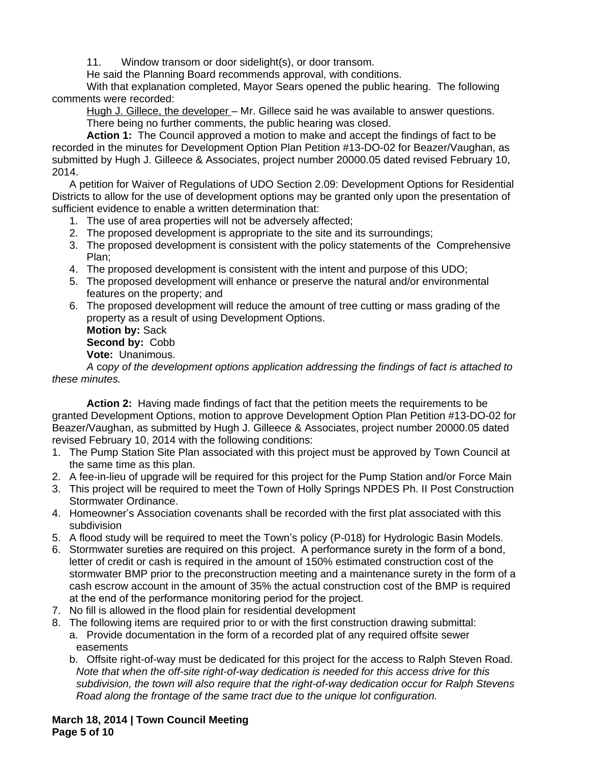11. Window transom or door sidelight(s), or door transom.

He said the Planning Board recommends approval, with conditions.

With that explanation completed, Mayor Sears opened the public hearing. The following comments were recorded:

Hugh J. Gillece, the developer – Mr. Gillece said he was available to answer questions.

There being no further comments, the public hearing was closed.

**Action 1:** The Council approved a motion to make and accept the findings of fact to be recorded in the minutes for Development Option Plan Petition #13-DO-02 for Beazer/Vaughan, as submitted by Hugh J. Gilleece & Associates, project number 20000.05 dated revised February 10, 2014.

A petition for Waiver of Regulations of UDO Section 2.09: Development Options for Residential Districts to allow for the use of development options may be granted only upon the presentation of sufficient evidence to enable a written determination that:

1. The use of area properties will not be adversely affected;
2. The proposed development is appropriate to the site and its surroundings;
3. The proposed development is consistent with the policy statements of the Comprehensive Plan;
4. The proposed development is consistent with the intent and purpose of this UDO;
5. The proposed development will enhance or preserve the natural and/or environmental features on the property; and
6. The proposed development will reduce the amount of tree cutting or mass grading of the property as a result of using Development Options.

**Motion by:** Sack
**Second by:** Cobb
**Vote:** Unanimous.

*A copy of the development options application addressing the findings of fact is attached to these minutes.*

**Action 2:** Having made findings of fact that the petition meets the requirements to be granted Development Options, motion to approve Development Option Plan Petition #13-DO-02 for Beazer/Vaughan, as submitted by Hugh J. Gilleece & Associates, project number 20000.05 dated revised February 10, 2014 with the following conditions:

1. The Pump Station Site Plan associated with this project must be approved by Town Council at the same time as this plan.
2. A fee-in-lieu of upgrade will be required for this project for the Pump Station and/or Force Main
3. This project will be required to meet the Town of Holly Springs NPDES Ph. II Post Construction Stormwater Ordinance.
4. Homeowner's Association covenants shall be recorded with the first plat associated with this subdivision
5. A flood study will be required to meet the Town's policy (P-018) for Hydrologic Basin Models.
6. Stormwater sureties are required on this project. A performance surety in the form of a bond, letter of credit or cash is required in the amount of 150% estimated construction cost of the stormwater BMP prior to the preconstruction meeting and a maintenance surety in the form of a cash escrow account in the amount of 35% the actual construction cost of the BMP is required at the end of the performance monitoring period for the project.
7. No fill is allowed in the flood plain for residential development
8. The following items are required prior to or with the first construction drawing submittal:
   a. Provide documentation in the form of a recorded plat of any required offsite sewer easements
   b. Offsite right-of-way must be dedicated for this project for the access to Ralph Steven Road. *Note that when the off-site right-of-way dedication is needed for this access drive for this subdivision, the town will also require that the right-of-way dedication occur for Ralph Stevens Road along the frontage of the same tract due to the unique lot configuration.*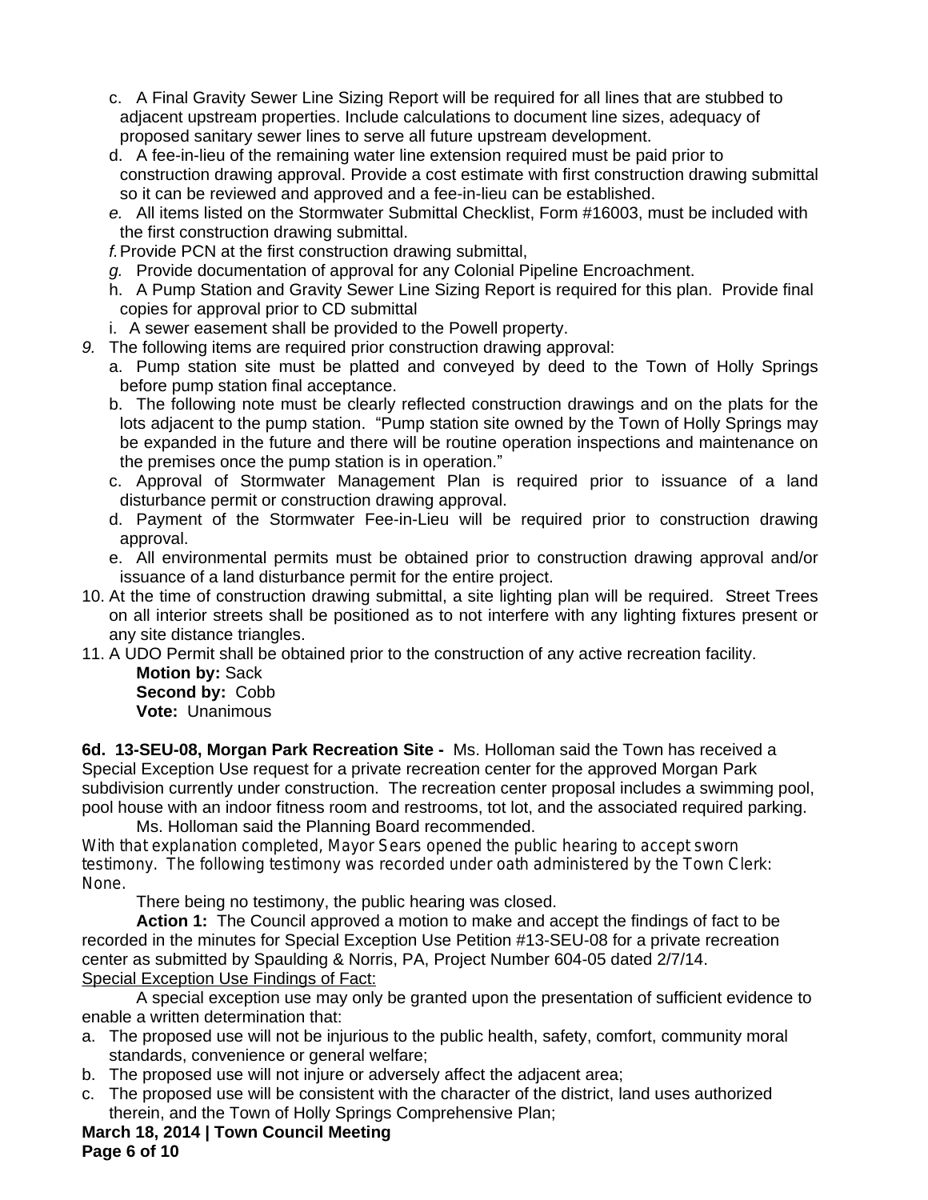c. A Final Gravity Sewer Line Sizing Report will be required for all lines that are stubbed to adjacent upstream properties. Include calculations to document line sizes, adequacy of proposed sanitary sewer lines to serve all future upstream development.
d. A fee-in-lieu of the remaining water line extension required must be paid prior to construction drawing approval. Provide a cost estimate with first construction drawing submittal so it can be reviewed and approved and a fee-in-lieu can be established.
*e.* All items listed on the Stormwater Submittal Checklist, Form #16003, must be included with the first construction drawing submittal.
*f.* Provide PCN at the first construction drawing submittal,
*g.* Provide documentation of approval for any Colonial Pipeline Encroachment.
h. A Pump Station and Gravity Sewer Line Sizing Report is required for this plan. Provide final copies for approval prior to CD submittal
i. A sewer easement shall be provided to the Powell property.

*9.* The following items are required prior construction drawing approval:
   a. Pump station site must be platted and conveyed by deed to the Town of Holly Springs before pump station final acceptance.
   b. The following note must be clearly reflected construction drawings and on the plats for the lots adjacent to the pump station. "Pump station site owned by the Town of Holly Springs may be expanded in the future and there will be routine operation inspections and maintenance on the premises once the pump station is in operation."
   c. Approval of Stormwater Management Plan is required prior to issuance of a land disturbance permit or construction drawing approval.
   d. Payment of the Stormwater Fee-in-Lieu will be required prior to construction drawing approval.
   e. All environmental permits must be obtained prior to construction drawing approval and/or issuance of a land disturbance permit for the entire project.

10. At the time of construction drawing submittal, a site lighting plan will be required. Street Trees on all interior streets shall be positioned as to not interfere with any lighting fixtures present or any site distance triangles.
11. A UDO Permit shall be obtained prior to the construction of any active recreation facility.

**Motion by:** Sack
**Second by:** Cobb
**Vote:** Unanimous

**6d. 13-SEU-08, Morgan Park Recreation Site -** Ms. Holloman said the Town has received a Special Exception Use request for a private recreation center for the approved Morgan Park subdivision currently under construction. The recreation center proposal includes a swimming pool, pool house with an indoor fitness room and restrooms, tot lot, and the associated required parking.

Ms. Holloman said the Planning Board recommended.

With that explanation completed, Mayor Sears opened the public hearing to accept sworn testimony. The following testimony was recorded under oath administered by the Town Clerk: None.

There being no testimony, the public hearing was closed.

**Action 1:** The Council approved a motion to make and accept the findings of fact to be recorded in the minutes for Special Exception Use Petition #13-SEU-08 for a private recreation center as submitted by Spaulding & Norris, PA, Project Number 604-05 dated 2/7/14.

<u>Special Exception Use Findings of Fact:</u>

A special exception use may only be granted upon the presentation of sufficient evidence to enable a written determination that:

a. The proposed use will not be injurious to the public health, safety, comfort, community moral standards, convenience or general welfare;
b. The proposed use will not injure or adversely affect the adjacent area;
c. The proposed use will be consistent with the character of the district, land uses authorized therein, and the Town of Holly Springs Comprehensive Plan;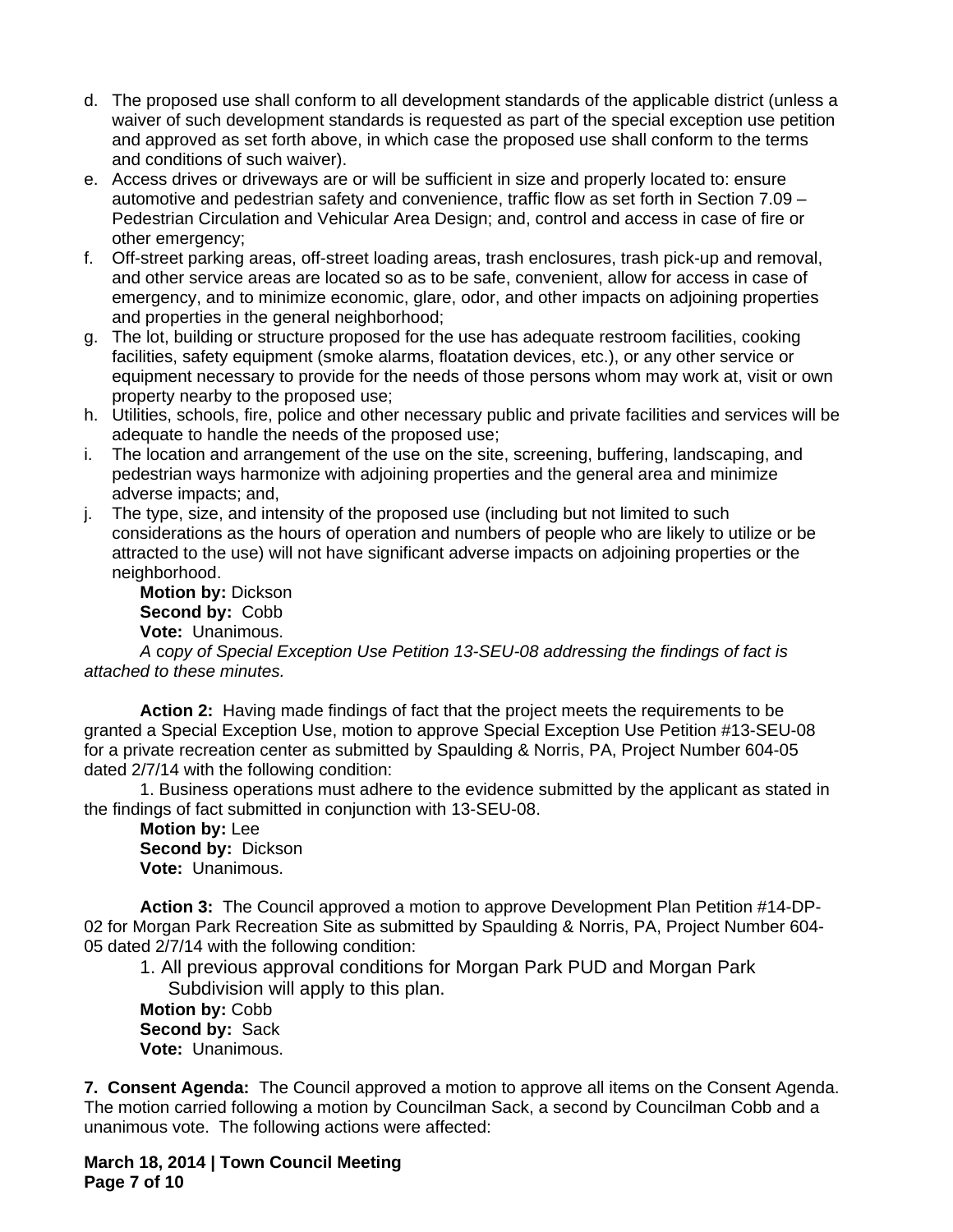d. The proposed use shall conform to all development standards of the applicable district (unless a waiver of such development standards is requested as part of the special exception use petition and approved as set forth above, in which case the proposed use shall conform to the terms and conditions of such waiver).
e. Access drives or driveways are or will be sufficient in size and properly located to: ensure automotive and pedestrian safety and convenience, traffic flow as set forth in Section 7.09 – Pedestrian Circulation and Vehicular Area Design; and, control and access in case of fire or other emergency;
f. Off-street parking areas, off-street loading areas, trash enclosures, trash pick-up and removal, and other service areas are located so as to be safe, convenient, allow for access in case of emergency, and to minimize economic, glare, odor, and other impacts on adjoining properties and properties in the general neighborhood;
g. The lot, building or structure proposed for the use has adequate restroom facilities, cooking facilities, safety equipment (smoke alarms, floatation devices, etc.), or any other service or equipment necessary to provide for the needs of those persons whom may work at, visit or own property nearby to the proposed use;
h. Utilities, schools, fire, police and other necessary public and private facilities and services will be adequate to handle the needs of the proposed use;
i. The location and arrangement of the use on the site, screening, buffering, landscaping, and pedestrian ways harmonize with adjoining properties and the general area and minimize adverse impacts; and,
j. The type, size, and intensity of the proposed use (including but not limited to such considerations as the hours of operation and numbers of people who are likely to utilize or be attracted to the use) will not have significant adverse impacts on adjoining properties or the neighborhood.

**Motion by:** Dickson
**Second by:** Cobb
**Vote:** Unanimous.

*A copy of Special Exception Use Petition 13-SEU-08 addressing the findings of fact is attached to these minutes.*

**Action 2:** Having made findings of fact that the project meets the requirements to be granted a Special Exception Use, motion to approve Special Exception Use Petition #13-SEU-08 for a private recreation center as submitted by Spaulding & Norris, PA, Project Number 604-05 dated 2/7/14 with the following condition:

1. Business operations must adhere to the evidence submitted by the applicant as stated in the findings of fact submitted in conjunction with 13-SEU-08.

**Motion by:** Lee
**Second by:** Dickson
**Vote:** Unanimous.

**Action 3:** The Council approved a motion to approve Development Plan Petition #14-DP-02 for Morgan Park Recreation Site as submitted by Spaulding & Norris, PA, Project Number 604-05 dated 2/7/14 with the following condition:

1. All previous approval conditions for Morgan Park PUD and Morgan Park Subdivision will apply to this plan.

**Motion by:** Cobb
**Second by:** Sack
**Vote:** Unanimous.

**7. Consent Agenda:** The Council approved a motion to approve all items on the Consent Agenda. The motion carried following a motion by Councilman Sack, a second by Councilman Cobb and a unanimous vote. The following actions were affected: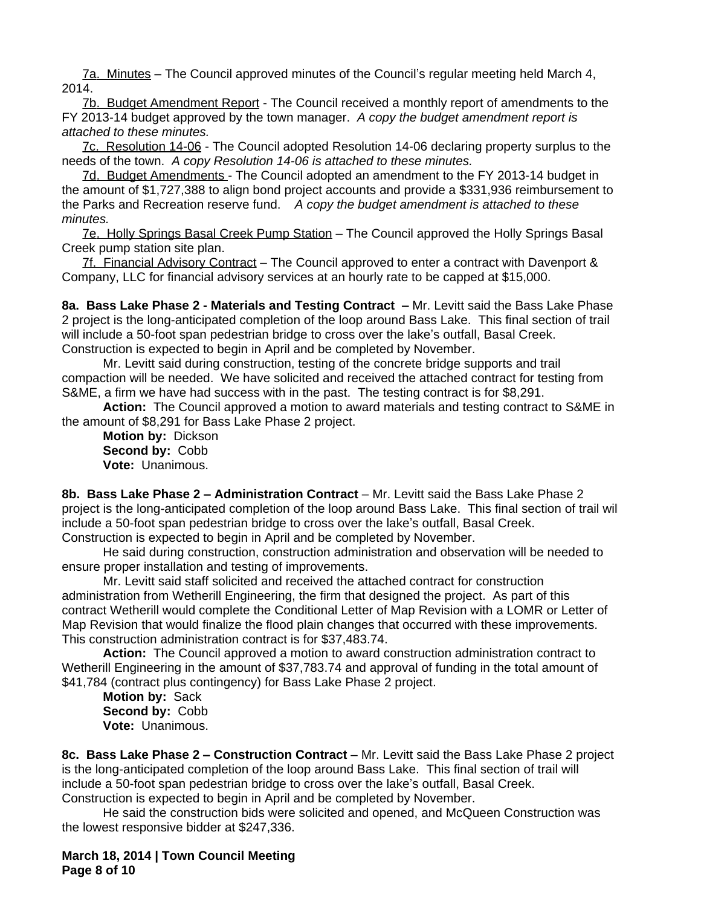7a. Minutes – The Council approved minutes of the Council's regular meeting held March 4, 2014.

7b. Budget Amendment Report - The Council received a monthly report of amendments to the FY 2013-14 budget approved by the town manager. *A copy the budget amendment report is attached to these minutes.*

7c. Resolution 14-06 - The Council adopted Resolution 14-06 declaring property surplus to the needs of the town. *A copy Resolution 14-06 is attached to these minutes.*

7d. Budget Amendments - The Council adopted an amendment to the FY 2013-14 budget in the amount of $1,727,388 to align bond project accounts and provide a $331,936 reimbursement to the Parks and Recreation reserve fund. *A copy the budget amendment is attached to these minutes.*

7e. Holly Springs Basal Creek Pump Station – The Council approved the Holly Springs Basal Creek pump station site plan.

7f. Financial Advisory Contract – The Council approved to enter a contract with Davenport & Company, LLC for financial advisory services at an hourly rate to be capped at $15,000.

**8a. Bass Lake Phase 2 - Materials and Testing Contract –** Mr. Levitt said the Bass Lake Phase 2 project is the long-anticipated completion of the loop around Bass Lake. This final section of trail will include a 50-foot span pedestrian bridge to cross over the lake's outfall, Basal Creek. Construction is expected to begin in April and be completed by November.

Mr. Levitt said during construction, testing of the concrete bridge supports and trail compaction will be needed. We have solicited and received the attached contract for testing from S&ME, a firm we have had success with in the past. The testing contract is for $8,291.

**Action:** The Council approved a motion to award materials and testing contract to S&ME in the amount of $8,291 for Bass Lake Phase 2 project.

**Motion by:** Dickson
**Second by:** Cobb
**Vote:** Unanimous.

**8b. Bass Lake Phase 2 – Administration Contract** – Mr. Levitt said the Bass Lake Phase 2 project is the long-anticipated completion of the loop around Bass Lake. This final section of trail will include a 50-foot span pedestrian bridge to cross over the lake's outfall, Basal Creek. Construction is expected to begin in April and be completed by November.

He said during construction, construction administration and observation will be needed to ensure proper installation and testing of improvements.

Mr. Levitt said staff solicited and received the attached contract for construction administration from Wetherill Engineering, the firm that designed the project. As part of this contract Wetherill would complete the Conditional Letter of Map Revision with a LOMR or Letter of Map Revision that would finalize the flood plain changes that occurred with these improvements. This construction administration contract is for $37,483.74.

**Action:** The Council approved a motion to award construction administration contract to Wetherill Engineering in the amount of $37,783.74 and approval of funding in the total amount of $41,784 (contract plus contingency) for Bass Lake Phase 2 project.

**Motion by:** Sack
**Second by:** Cobb
**Vote:** Unanimous.

**8c. Bass Lake Phase 2 – Construction Contract** – Mr. Levitt said the Bass Lake Phase 2 project is the long-anticipated completion of the loop around Bass Lake. This final section of trail will include a 50-foot span pedestrian bridge to cross over the lake's outfall, Basal Creek. Construction is expected to begin in April and be completed by November.

He said the construction bids were solicited and opened, and McQueen Construction was the lowest responsive bidder at $247,336.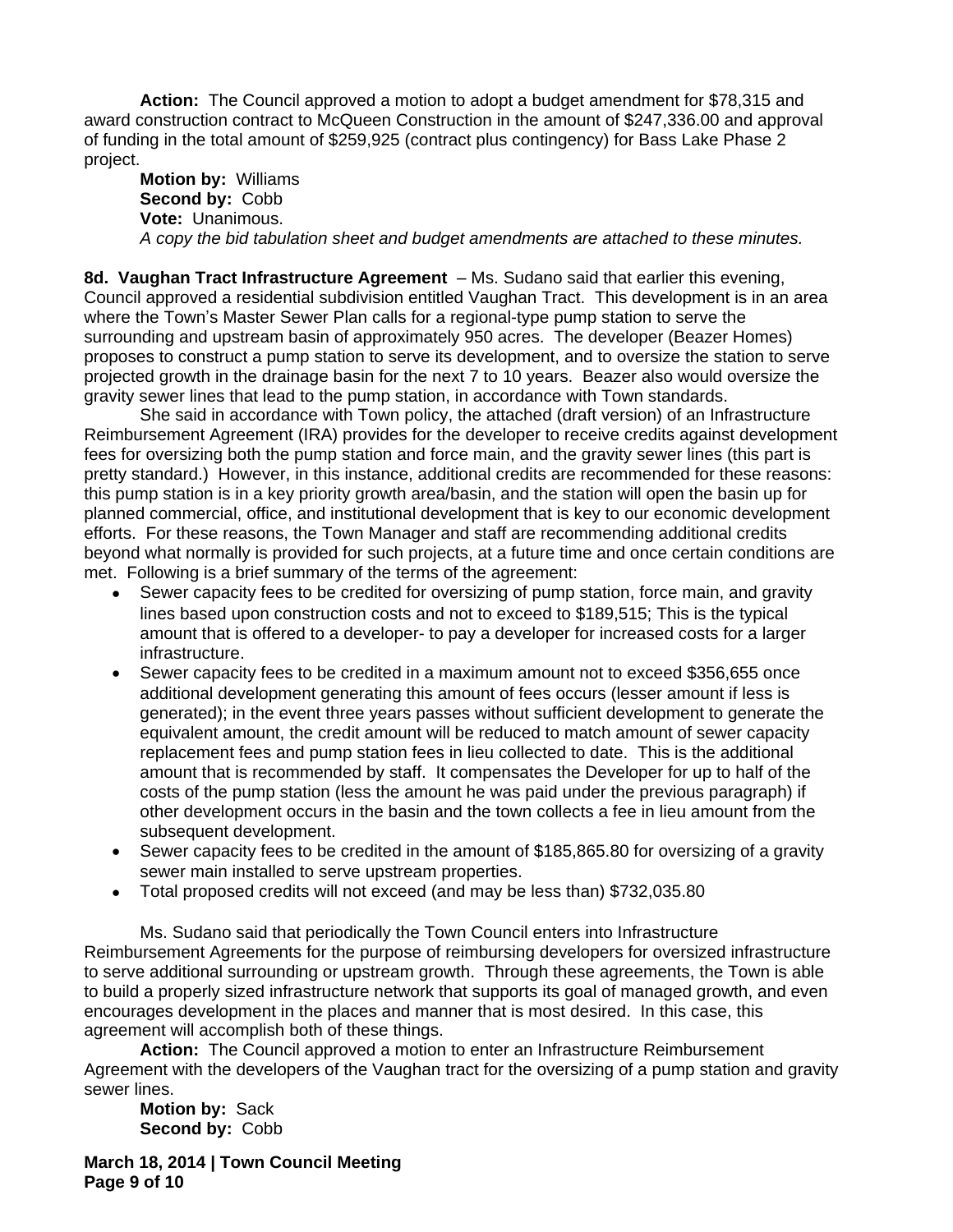**Action:** The Council approved a motion to adopt a budget amendment for $78,315 and award construction contract to McQueen Construction in the amount of $247,336.00 and approval of funding in the total amount of $259,925 (contract plus contingency) for Bass Lake Phase 2 project.

**Motion by:** Williams
**Second by:** Cobb
**Vote:** Unanimous.
*A copy the bid tabulation sheet and budget amendments are attached to these minutes.*

**8d. Vaughan Tract Infrastructure Agreement** – Ms. Sudano said that earlier this evening, Council approved a residential subdivision entitled Vaughan Tract. This development is in an area where the Town's Master Sewer Plan calls for a regional-type pump station to serve the surrounding and upstream basin of approximately 950 acres. The developer (Beazer Homes) proposes to construct a pump station to serve its development, and to oversize the station to serve projected growth in the drainage basin for the next 7 to 10 years. Beazer also would oversize the gravity sewer lines that lead to the pump station, in accordance with Town standards.

She said in accordance with Town policy, the attached (draft version) of an Infrastructure Reimbursement Agreement (IRA) provides for the developer to receive credits against development fees for oversizing both the pump station and force main, and the gravity sewer lines (this part is pretty standard.) However, in this instance, additional credits are recommended for these reasons: this pump station is in a key priority growth area/basin, and the station will open the basin up for planned commercial, office, and institutional development that is key to our economic development efforts. For these reasons, the Town Manager and staff are recommending additional credits beyond what normally is provided for such projects, at a future time and once certain conditions are met. Following is a brief summary of the terms of the agreement:

- Sewer capacity fees to be credited for oversizing of pump station, force main, and gravity lines based upon construction costs and not to exceed to $189,515; This is the typical amount that is offered to a developer- to pay a developer for increased costs for a larger infrastructure.
- Sewer capacity fees to be credited in a maximum amount not to exceed $356,655 once additional development generating this amount of fees occurs (lesser amount if less is generated); in the event three years passes without sufficient development to generate the equivalent amount, the credit amount will be reduced to match amount of sewer capacity replacement fees and pump station fees in lieu collected to date. This is the additional amount that is recommended by staff. It compensates the Developer for up to half of the costs of the pump station (less the amount he was paid under the previous paragraph) if other development occurs in the basin and the town collects a fee in lieu amount from the subsequent development.
- Sewer capacity fees to be credited in the amount of $185,865.80 for oversizing of a gravity sewer main installed to serve upstream properties.
- Total proposed credits will not exceed (and may be less than) $732,035.80

Ms. Sudano said that periodically the Town Council enters into Infrastructure Reimbursement Agreements for the purpose of reimbursing developers for oversized infrastructure to serve additional surrounding or upstream growth. Through these agreements, the Town is able to build a properly sized infrastructure network that supports its goal of managed growth, and even encourages development in the places and manner that is most desired. In this case, this agreement will accomplish both of these things.

**Action:** The Council approved a motion to enter an Infrastructure Reimbursement Agreement with the developers of the Vaughan tract for the oversizing of a pump station and gravity sewer lines.

**Motion by:** Sack
**Second by:** Cobb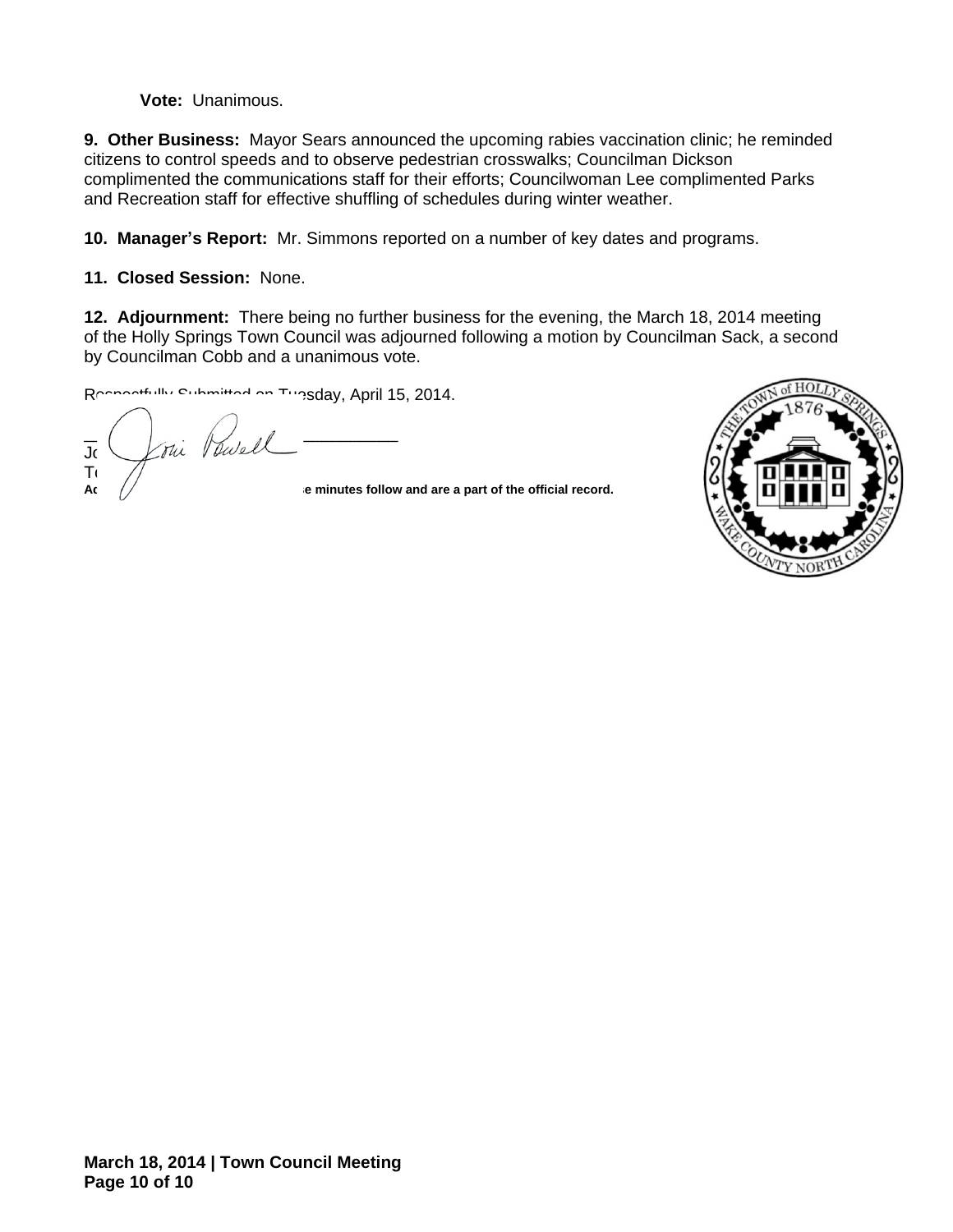**Vote:** Unanimous.

**9. Other Business:** Mayor Sears announced the upcoming rabies vaccination clinic; he reminded citizens to control speeds and to observe pedestrian crosswalks; Councilman Dickson complimented the communications staff for their efforts; Councilwoman Lee complimented Parks and Recreation staff for effective shuffling of schedules during winter weather.

**10. Manager's Report:** Mr. Simmons reported on a number of key dates and programs.

**11. Closed Session:** None.

**12. Adjournment:** There being no further business for the evening, the March 18, 2014 meeting of the Holly Springs Town Council was adjourned following a motion by Councilman Sack, a second by Councilman Cobb and a unanimous vote.

Respectfully Submitted on Tuesday, April 15, 2014.

______________________________

Jo

To

**Ac ... e minutes follow and are a part of the official record.**